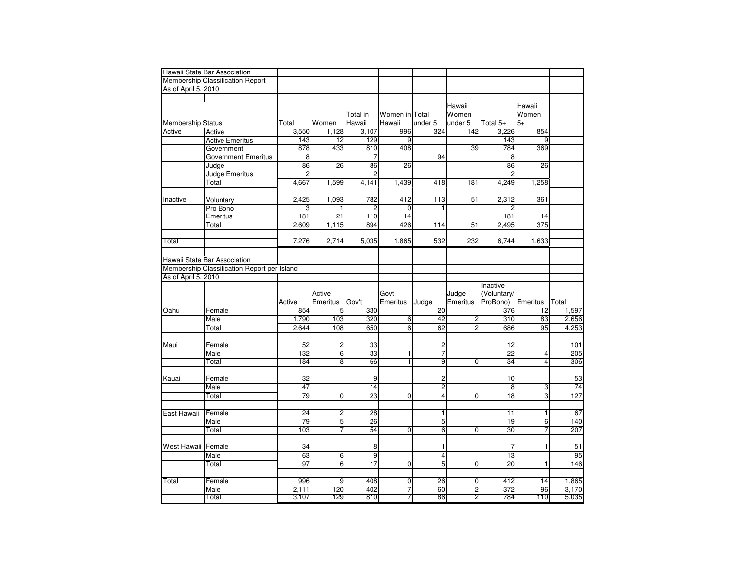Hawaii State Bar Association
Membership Classification Report
As of April 5, 2010

| Membership Status | | Total | Women | Total in Hawaii | Women in Hawaii | Total under 5 | Hawaii Women under 5 | Total 5+ | Hawaii Women 5+ |
|---|---|---|---|---|---|---|---|---|---|
| Active | Active | 3,550 | 1,128 | 3,107 | 996 | 324 | 142 | 3,226 | 854 |
| | Active Emeritus | 143 | 12 | 129 | 9 | | | 143 | 9 |
| | Government | 878 | 433 | 810 | 408 | | 39 | 784 | 369 |
| | Government Emeritus | 8 | | 7 | | 94 | | 8 | |
| | Judge | 86 | 26 | 86 | 26 | | | 86 | 26 |
| | Judge Emeritus | 2 | | 2 | | | | 2 | |
| | Total | 4,667 | 1,599 | 4,141 | 1,439 | 418 | 181 | 4,249 | 1,258 |
| Inactive | Voluntary | 2,425 | 1,093 | 782 | 412 | 113 | 51 | 2,312 | 361 |
| | Pro Bono | 3 | 1 | 2 | 0 | 1 | | 2 | |
| | Emeritus | 181 | 21 | 110 | 14 | | | 181 | 14 |
| | Total | 2,609 | 1,115 | 894 | 426 | 114 | 51 | 2,495 | 375 |
| Total | | 7,276 | 2,714 | 5,035 | 1,865 | 532 | 232 | 6,744 | 1,633 |

Hawaii State Bar Association
Membership Classification Report per Island
As of April 5, 2010

| | | Active | Active Emeritus | Gov't | Govt Emeritus | Judge | Judge Emeritus | Inactive (Voluntary/ ProBono) | Emeritus | Total |
|---|---|---|---|---|---|---|---|---|---|---|
| Oahu | Female | 854 | 5 | 330 | | 20 | | 376 | 12 | 1,597 |
| | Male | 1,790 | 103 | 320 | 6 | 42 | 2 | 310 | 83 | 2,656 |
| | Total | 2,644 | 108 | 650 | 6 | 62 | 2 | 686 | 95 | 4,253 |
| Maui | Female | 52 | 2 | 33 | | 2 | | 12 | | 101 |
| | Male | 132 | 6 | 33 | 1 | 7 | | 22 | 4 | 205 |
| | Total | 184 | 8 | 66 | 1 | 9 | 0 | 34 | 4 | 306 |
| Kauai | Female | 32 | | 9 | | 2 | | 10 | | 53 |
| | Male | 47 | | 14 | | 2 | | 8 | 3 | 74 |
| | Total | 79 | 0 | 23 | 0 | 4 | 0 | 18 | 3 | 127 |
| East Hawaii | Female | 24 | 2 | 28 | | 1 | | 11 | 1 | 67 |
| | Male | 79 | 5 | 26 | | 5 | | 19 | 6 | 140 |
| | Total | 103 | 7 | 54 | 0 | 6 | 0 | 30 | 7 | 207 |
| West Hawaii | Female | 34 | | 8 | | 1 | | 7 | 1 | 51 |
| | Male | 63 | 6 | 9 | | 4 | | 13 | | 95 |
| | Total | 97 | 6 | 17 | 0 | 5 | 0 | 20 | 1 | 146 |
| Total | Female | 996 | 9 | 408 | 0 | 26 | 0 | 412 | 14 | 1,865 |
| | Male | 2,111 | 120 | 402 | 7 | 60 | 2 | 372 | 96 | 3,170 |
| | Total | 3,107 | 129 | 810 | 7 | 86 | 2 | 784 | 110 | 5,035 |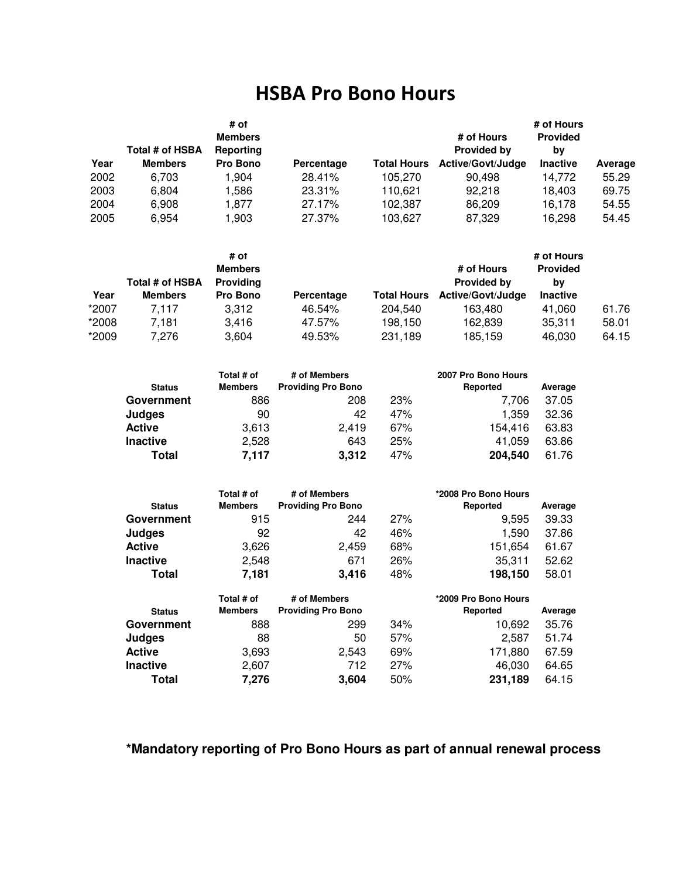# HSBA Pro Bono Hours

| Year | Total # of HSBA Members | # of Members Reporting Pro Bono | Percentage | Total Hours | # of Hours Provided by Active/Govt/Judge | # of Hours Provided by Inactive | Average |
|---|---|---|---|---|---|---|---|
| 2002 | 6,703 | 1,904 | 28.41% | 105,270 | 90,498 | 14,772 | 55.29 |
| 2003 | 6,804 | 1,586 | 23.31% | 110,621 | 92,218 | 18,403 | 69.75 |
| 2004 | 6,908 | 1,877 | 27.17% | 102,387 | 86,209 | 16,178 | 54.55 |
| 2005 | 6,954 | 1,903 | 27.37% | 103,627 | 87,329 | 16,298 | 54.45 |

| Year | Total # of HSBA Members | # of Members Providing Pro Bono | Percentage | Total Hours | # of Hours Provided by Active/Govt/Judge | # of Hours Provided by Inactive | |
|---|---|---|---|---|---|---|---|
| *2007 | 7,117 | 3,312 | 46.54% | 204,540 | 163,480 | 41,060 | 61.76 |
| *2008 | 7,181 | 3,416 | 47.57% | 198,150 | 162,839 | 35,311 | 58.01 |
| *2009 | 7,276 | 3,604 | 49.53% | 231,189 | 185,159 | 46,030 | 64.15 |

| Status | Total # of Members | # of Members Providing Pro Bono | | 2007 Pro Bono Hours Reported | Average |
|---|---|---|---|---|---|
| **Government** | 886 | 208 | 23% | 7,706 | 37.05 |
| **Judges** | 90 | 42 | 47% | 1,359 | 32.36 |
| **Active** | 3,613 | 2,419 | 67% | 154,416 | 63.83 |
| **Inactive** | 2,528 | 643 | 25% | 41,059 | 63.86 |
| **Total** | **7,117** | **3,312** | 47% | **204,540** | 61.76 |

| Status | Total # of Members | # of Members Providing Pro Bono | | *2008 Pro Bono Hours Reported | Average |
|---|---|---|---|---|---|
| **Government** | 915 | 244 | 27% | 9,595 | 39.33 |
| **Judges** | 92 | 42 | 46% | 1,590 | 37.86 |
| **Active** | 3,626 | 2,459 | 68% | 151,654 | 61.67 |
| **Inactive** | 2,548 | 671 | 26% | 35,311 | 52.62 |
| **Total** | **7,181** | **3,416** | 48% | **198,150** | 58.01 |

| Status | Total # of Members | # of Members Providing Pro Bono | | *2009 Pro Bono Hours Reported | Average |
|---|---|---|---|---|---|
| **Government** | 888 | 299 | 34% | 10,692 | 35.76 |
| **Judges** | 88 | 50 | 57% | 2,587 | 51.74 |
| **Active** | 3,693 | 2,543 | 69% | 171,880 | 67.59 |
| **Inactive** | 2,607 | 712 | 27% | 46,030 | 64.65 |
| **Total** | **7,276** | **3,604** | 50% | **231,189** | 64.15 |

**\*Mandatory reporting of Pro Bono Hours as part of annual renewal process**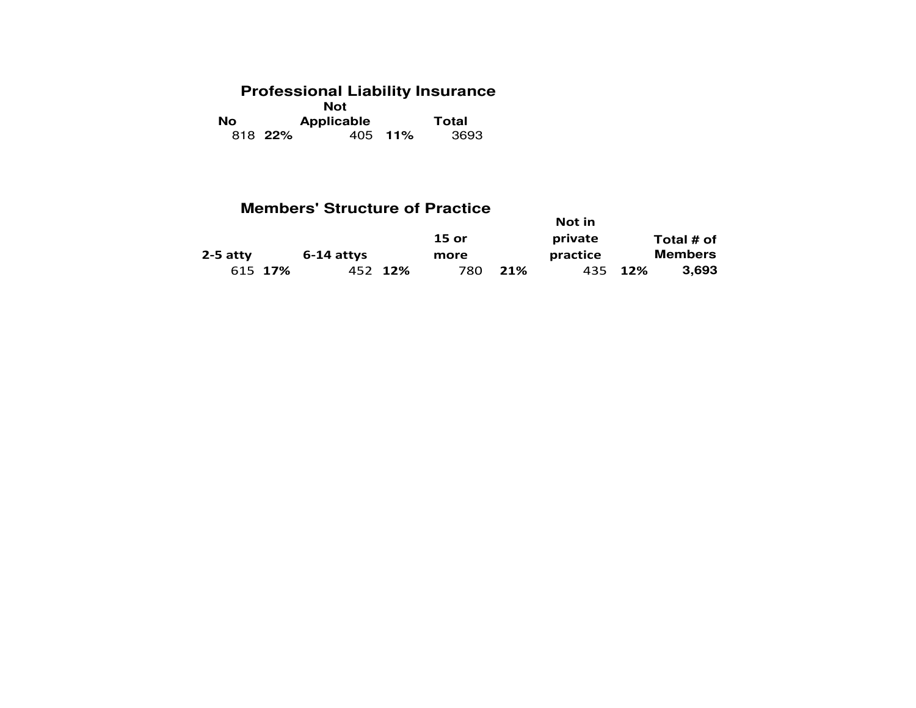## Professional Liability Insurance

| No | | Not Applicable | | Total |
|---|---|---|---|---|
| 818 | 22% | 405 | 11% | 3693 |

## Members' Structure of Practice

| 2-5 atty | | 6-14 attys | | 15 or more | | Not in private practice | | Total # of Members |
|---|---|---|---|---|---|---|---|---|
| 615 | 17% | 452 | 12% | 780 | 21% | 435 | 12% | 3,693 |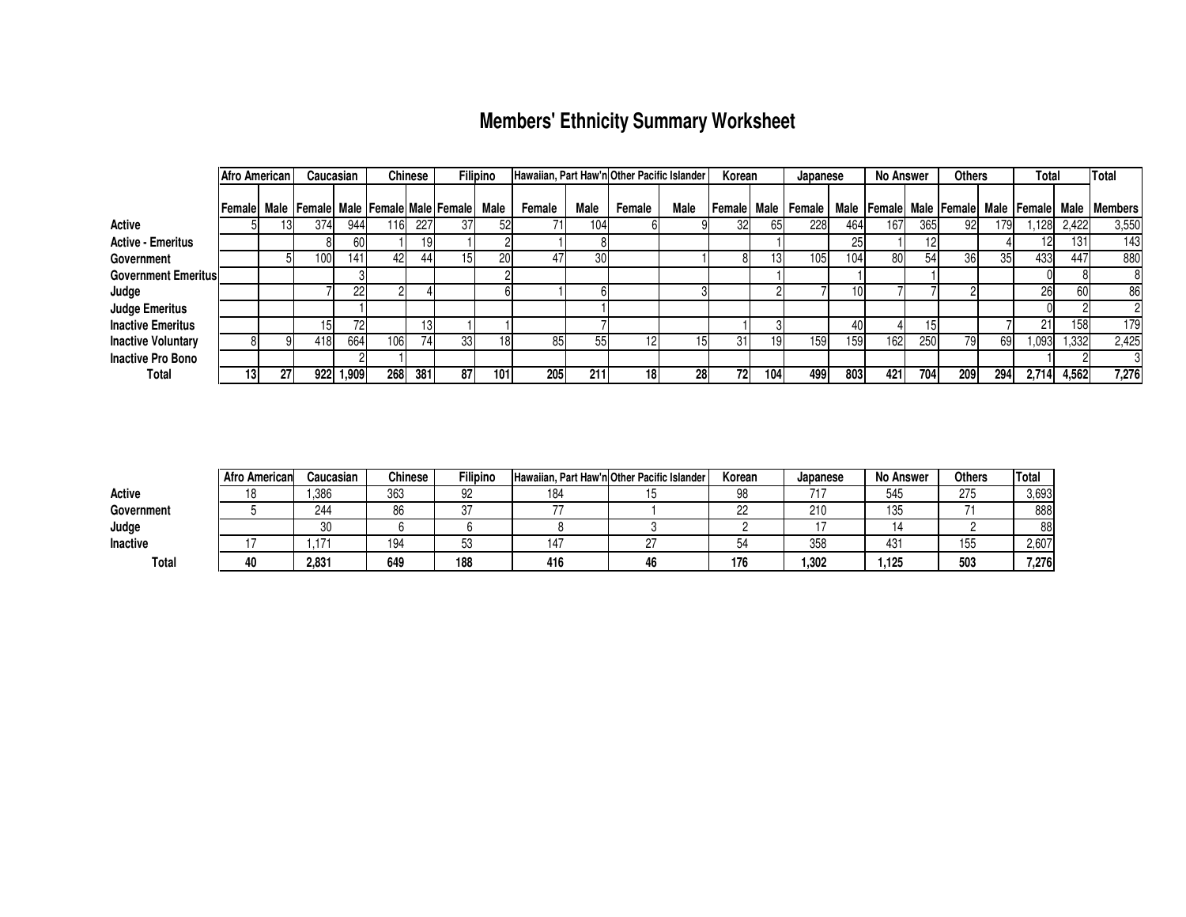# Members' Ethnicity Summary Worksheet

| | Afro American | | Caucasian | | Chinese | | Filipino | | Hawaiian, Part Haw'n | | Other Pacific Islander | | Korean | | Japanese | | No Answer | | Others | | Total | | Total |
|---|---|---|---|---|---|---|---|---|---|---|---|---|---|---|---|---|---|---|---|---|---|---|---|
| | Female | Male | Female | Male | Female | Male | Female | Male | Female | Male | Female | Male | Female | Male | Female | Male | Female | Male | Female | Male | Female | Male | Members |
| **Active** | 5 | 13 | 374 | 944 | 116 | 227 | 37 | 52 | 71 | 104 | 6 | 9 | 32 | 65 | 228 | 464 | 167 | 365 | 92 | 179 | 1,128 | 2,422 | 3,550 |
| **Active - Emeritus** | | | 8 | 60 | 1 | 19 | 1 | 2 | 1 | 8 | | | | 1 | | 25 | 1 | 12 | | 4 | 12 | 131 | 143 |
| **Government** | | 5 | 100 | 141 | 42 | 44 | 15 | 20 | 47 | 30 | | 1 | 8 | 13 | 105 | 104 | 80 | 54 | 36 | 35 | 433 | 447 | 880 |
| **Government Emeritus** | | | | 3 | | | | 2 | | | | | | 1 | | 1 | | 1 | | | 0 | 8 | 8 |
| **Judge** | | | 7 | 22 | 2 | 4 | | 6 | 1 | 6 | | 3 | | 2 | 7 | 10 | 7 | 7 | 2 | | 26 | 60 | 86 |
| **Judge Emeritus** | | | | 1 | | | | | | 1 | | | | | | | | | | | 0 | 2 | 2 |
| **Inactive Emeritus** | | | 15 | 72 | | 13 | 1 | 1 | | 7 | | | 1 | 3 | | 40 | 4 | 15 | | 7 | 21 | 158 | 179 |
| **Inactive Voluntary** | 8 | 9 | 418 | 664 | 106 | 74 | 33 | 18 | 85 | 55 | 12 | 15 | 31 | 19 | 159 | 159 | 162 | 250 | 79 | 69 | 1,093 | 1,332 | 2,425 |
| **Inactive Pro Bono** | | | | 2 | 1 | | | | | | | | | | | | | | | | 1 | 2 | 3 |
| **Total** | **13** | **27** | **922** | **1,909** | **268** | **381** | **87** | **101** | **205** | **211** | **18** | **28** | **72** | **104** | **499** | **803** | **421** | **704** | **209** | **294** | **2,714** | **4,562** | **7,276** |

| | Afro American | Caucasian | Chinese | Filipino | Hawaiian, Part Haw'n | Other Pacific Islander | Korean | Japanese | No Answer | Others | Total |
|---|---|---|---|---|---|---|---|---|---|---|---|
| **Active** | 18 | 1,386 | 363 | 92 | 184 | 15 | 98 | 717 | 545 | 275 | 3,693 |
| **Government** | 5 | 244 | 86 | 37 | 77 | 1 | 22 | 210 | 135 | 71 | 888 |
| **Judge** | | 30 | 6 | 6 | 8 | 3 | 2 | 17 | 14 | 2 | 88 |
| **Inactive** | 17 | 1,171 | 194 | 53 | 147 | 27 | 54 | 358 | 431 | 155 | 2,607 |
| **Total** | **40** | **2,831** | **649** | **188** | **416** | **46** | **176** | **1,302** | **1,125** | **503** | **7,276** |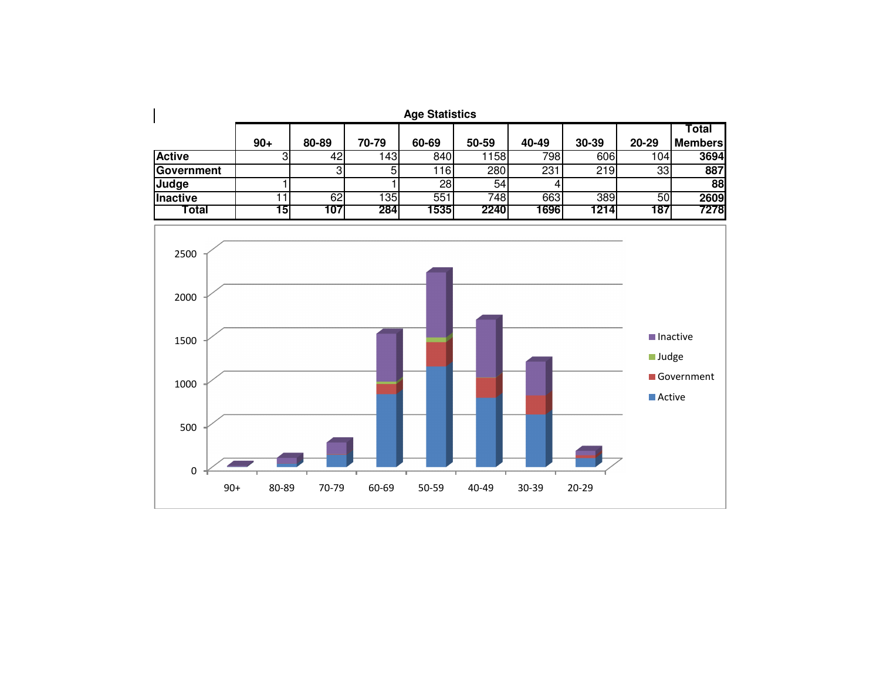**Age Statistics**

| | 90+ | 80-89 | 70-79 | 60-69 | 50-59 | 40-49 | 30-39 | 20-29 | Total Members |
|---|---|---|---|---|---|---|---|---|---|
| **Active** | 3 | 42 | 143 | 840 | 1158 | 798 | 606 | 104 | **3694** |
| **Government** | | 3 | 5 | 116 | 280 | 231 | 219 | 33 | **887** |
| **Judge** | 1 | | 1 | 28 | 54 | 4 | | | **88** |
| **Inactive** | 11 | 62 | 135 | 551 | 748 | 663 | 389 | 50 | **2609** |
| **Total** | **15** | **107** | **284** | **1535** | **2240** | **1696** | **1214** | **187** | **7278** |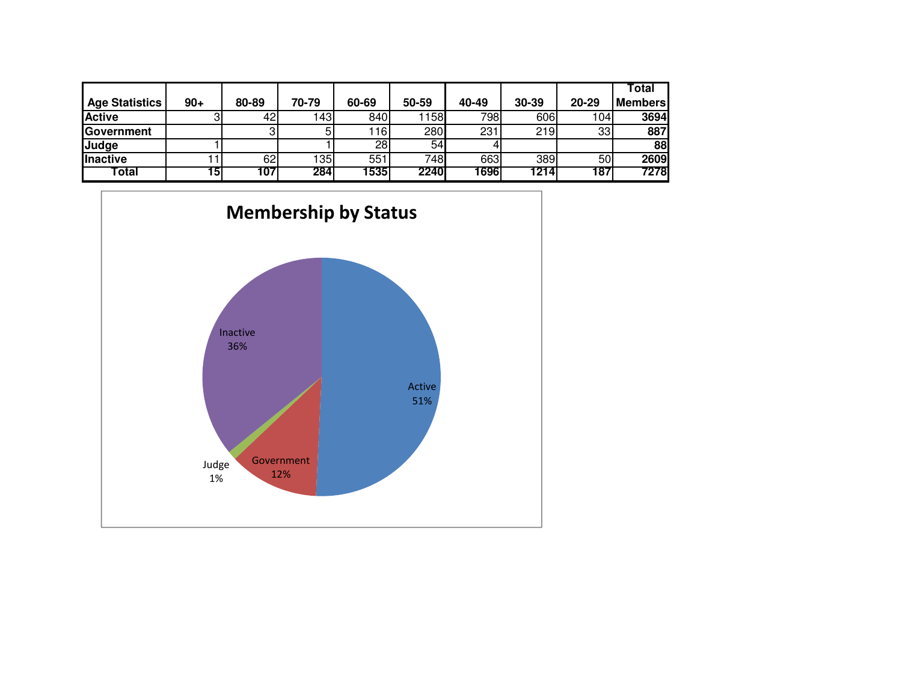| Age Statistics | 90+ | 80-89 | 70-79 | 60-69 | 50-59 | 40-49 | 30-39 | 20-29 | Total Members |
|---|---|---|---|---|---|---|---|---|---|
| **Active** | 3 | 42 | 143 | 840 | 1158 | 798 | 606 | 104 | **3694** |
| **Government** | | 3 | 5 | 116 | 280 | 231 | 219 | 33 | **887** |
| **Judge** | 1 | | 1 | 28 | 54 | 4 | | | **88** |
| **Inactive** | 11 | 62 | 135 | 551 | 748 | 663 | 389 | 50 | **2609** |
| **Total** | **15** | **107** | **284** | **1535** | **2240** | **1696** | **1214** | **187** | **7278** |

**Membership by Status**

Inactive
36%

Active
51%

Judge
1%

Government
12%